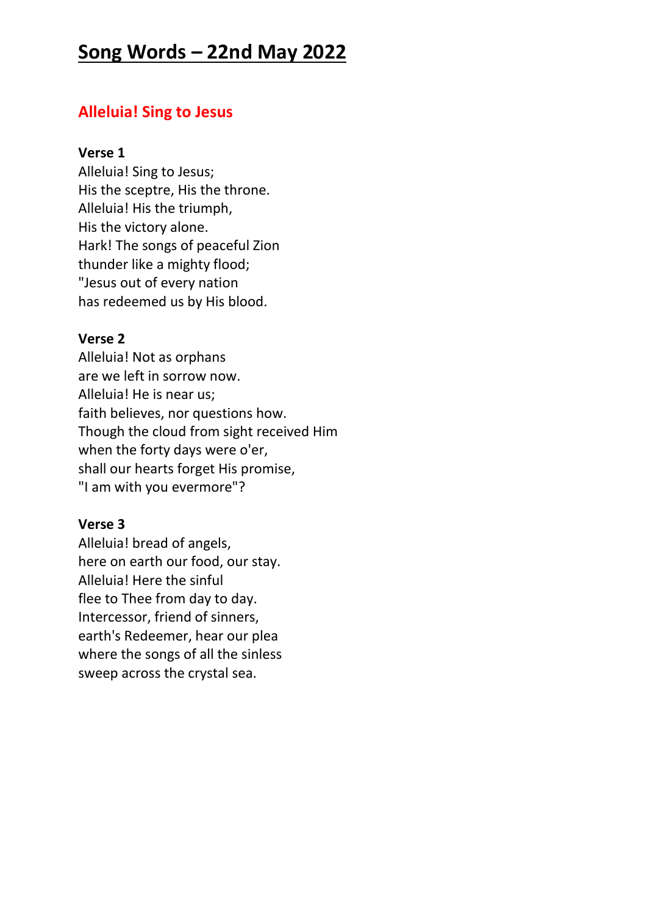# Song Words – 22nd May 2022

## Alleluia! Sing to Jesus

**Verse 1**
Alleluia! Sing to Jesus;
His the sceptre, His the throne.
Alleluia! His the triumph,
His the victory alone.
Hark! The songs of peaceful Zion
thunder like a mighty flood;
"Jesus out of every nation
has redeemed us by His blood.

**Verse 2**
Alleluia! Not as orphans
are we left in sorrow now.
Alleluia! He is near us;
faith believes, nor questions how.
Though the cloud from sight received Him
when the forty days were o'er,
shall our hearts forget His promise,
"I am with you evermore"?

**Verse 3**
Alleluia! bread of angels,
here on earth our food, our stay.
Alleluia! Here the sinful
flee to Thee from day to day.
Intercessor, friend of sinners,
earth's Redeemer, hear our plea
where the songs of all the sinless
sweep across the crystal sea.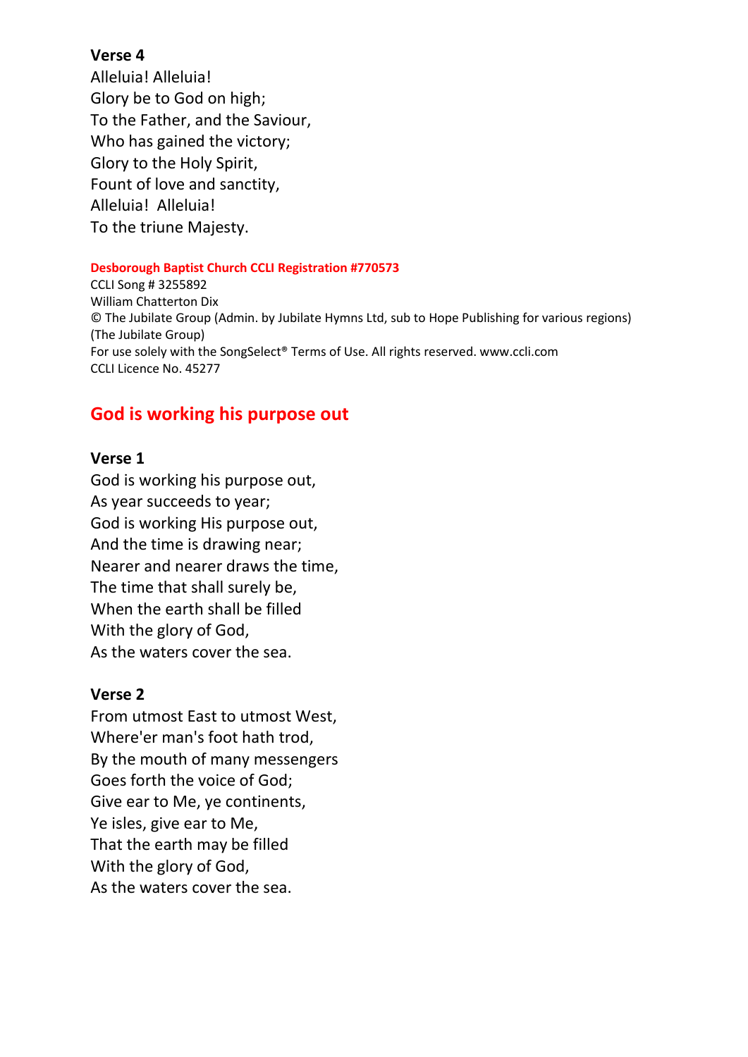**Verse 4**

Alleluia! Alleluia!
Glory be to God on high;
To the Father, and the Saviour,
Who has gained the victory;
Glory to the Holy Spirit,
Fount of love and sanctity,
Alleluia! Alleluia!
To the triune Majesty.

**Desborough Baptist Church CCLI Registration #770573**

CCLI Song # 3255892
William Chatterton Dix
© The Jubilate Group (Admin. by Jubilate Hymns Ltd, sub to Hope Publishing for various regions)
(The Jubilate Group)
For use solely with the SongSelect® Terms of Use. All rights reserved. www.ccli.com
CCLI Licence No. 45277

## God is working his purpose out

**Verse 1**

God is working his purpose out,
As year succeeds to year;
God is working His purpose out,
And the time is drawing near;
Nearer and nearer draws the time,
The time that shall surely be,
When the earth shall be filled
With the glory of God,
As the waters cover the sea.

**Verse 2**

From utmost East to utmost West,
Where'er man's foot hath trod,
By the mouth of many messengers
Goes forth the voice of God;
Give ear to Me, ye continents,
Ye isles, give ear to Me,
That the earth may be filled
With the glory of God,
As the waters cover the sea.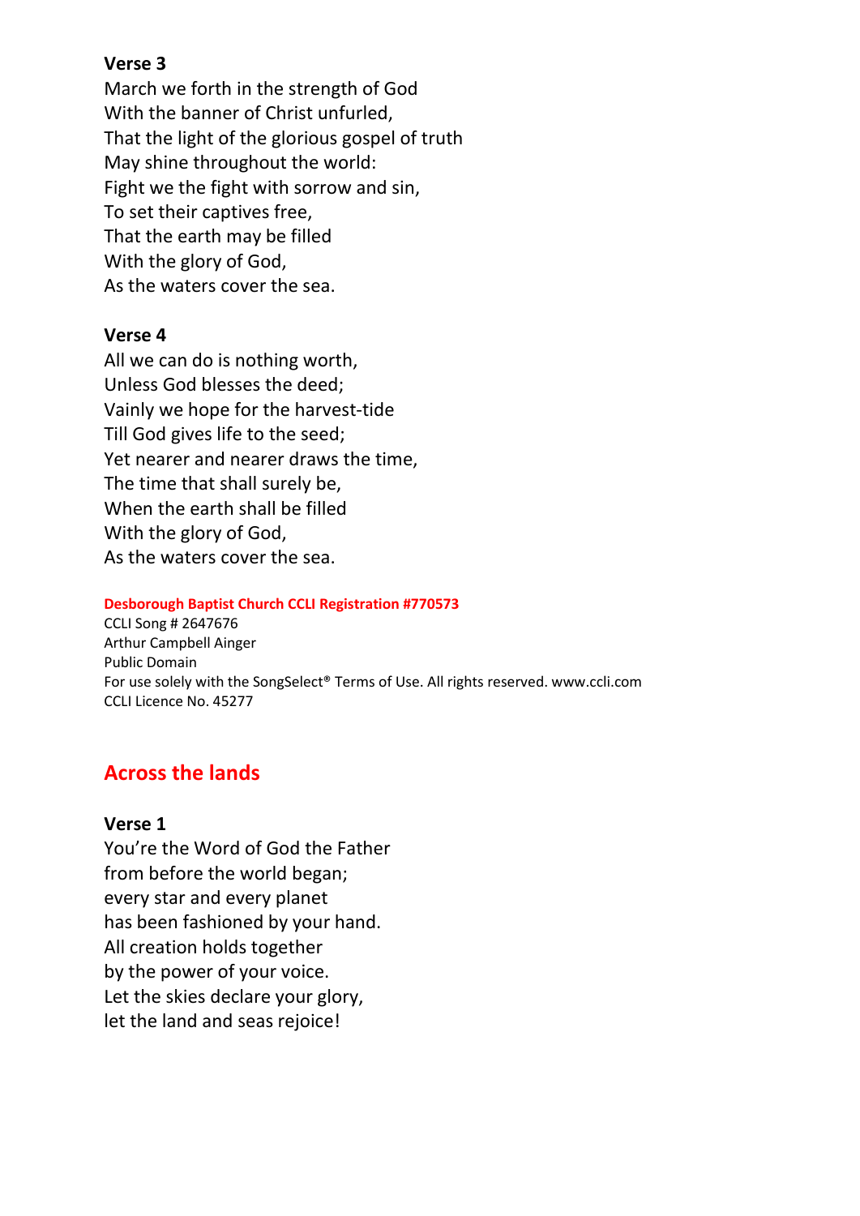**Verse 3**
March we forth in the strength of God
With the banner of Christ unfurled,
That the light of the glorious gospel of truth
May shine throughout the world:
Fight we the fight with sorrow and sin,
To set their captives free,
That the earth may be filled
With the glory of God,
As the waters cover the sea.

**Verse 4**
All we can do is nothing worth,
Unless God blesses the deed;
Vainly we hope for the harvest-tide
Till God gives life to the seed;
Yet nearer and nearer draws the time,
The time that shall surely be,
When the earth shall be filled
With the glory of God,
As the waters cover the sea.

**Desborough Baptist Church CCLI Registration #770573**
CCLI Song # 2647676
Arthur Campbell Ainger
Public Domain
For use solely with the SongSelect® Terms of Use. All rights reserved. www.ccli.com
CCLI Licence No. 45277

## Across the lands

**Verse 1**
You're the Word of God the Father
from before the world began;
every star and every planet
has been fashioned by your hand.
All creation holds together
by the power of your voice.
Let the skies declare your glory,
let the land and seas rejoice!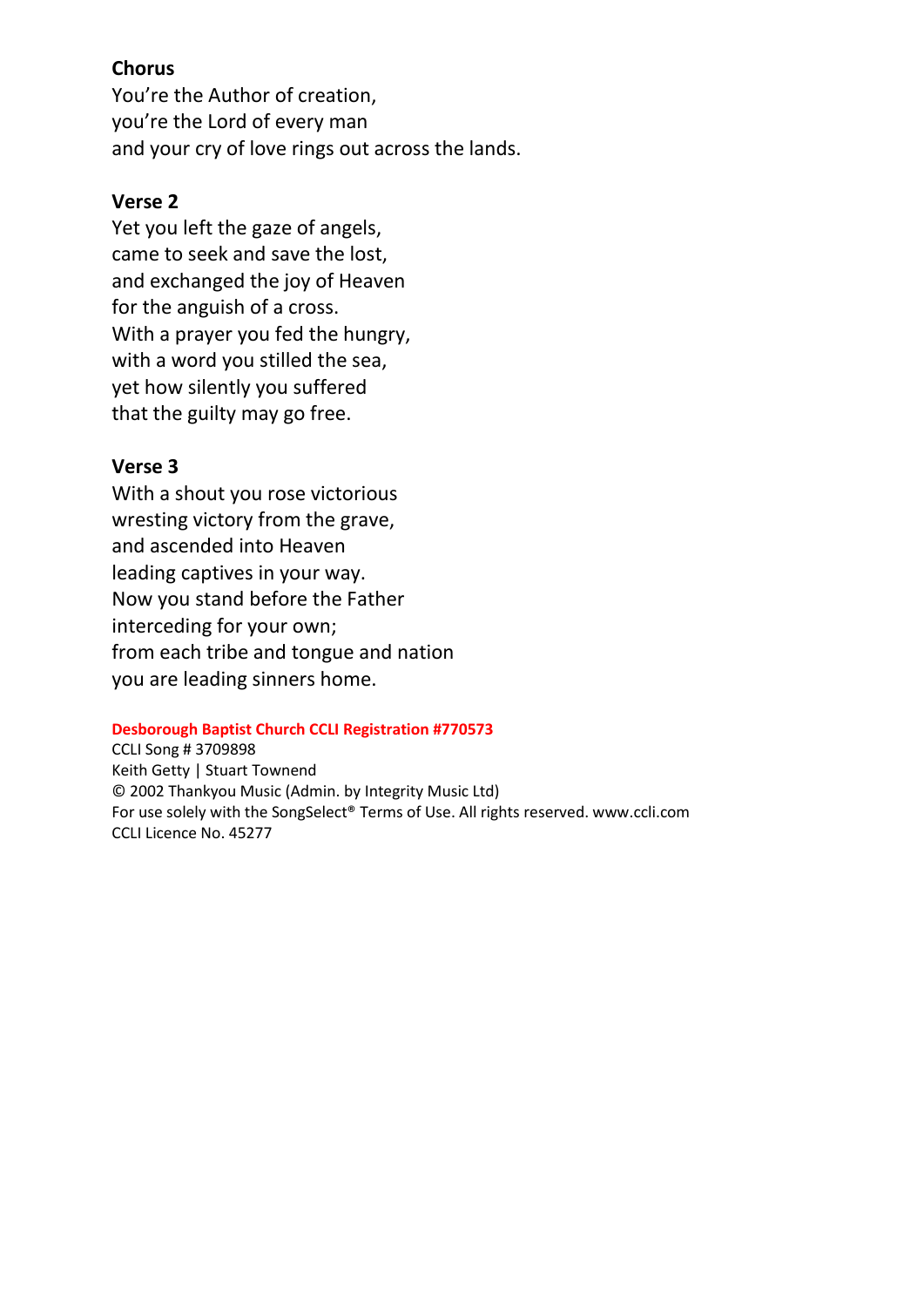**Chorus**
You're the Author of creation,
you're the Lord of every man
and your cry of love rings out across the lands.

**Verse 2**
Yet you left the gaze of angels,
came to seek and save the lost,
and exchanged the joy of Heaven
for the anguish of a cross.
With a prayer you fed the hungry,
with a word you stilled the sea,
yet how silently you suffered
that the guilty may go free.

**Verse 3**
With a shout you rose victorious
wresting victory from the grave,
and ascended into Heaven
leading captives in your way.
Now you stand before the Father
interceding for your own;
from each tribe and tongue and nation
you are leading sinners home.

**Desborough Baptist Church CCLI Registration #770573**
CCLI Song # 3709898
Keith Getty | Stuart Townend
© 2002 Thankyou Music (Admin. by Integrity Music Ltd)
For use solely with the SongSelect® Terms of Use. All rights reserved. www.ccli.com
CCLI Licence No. 45277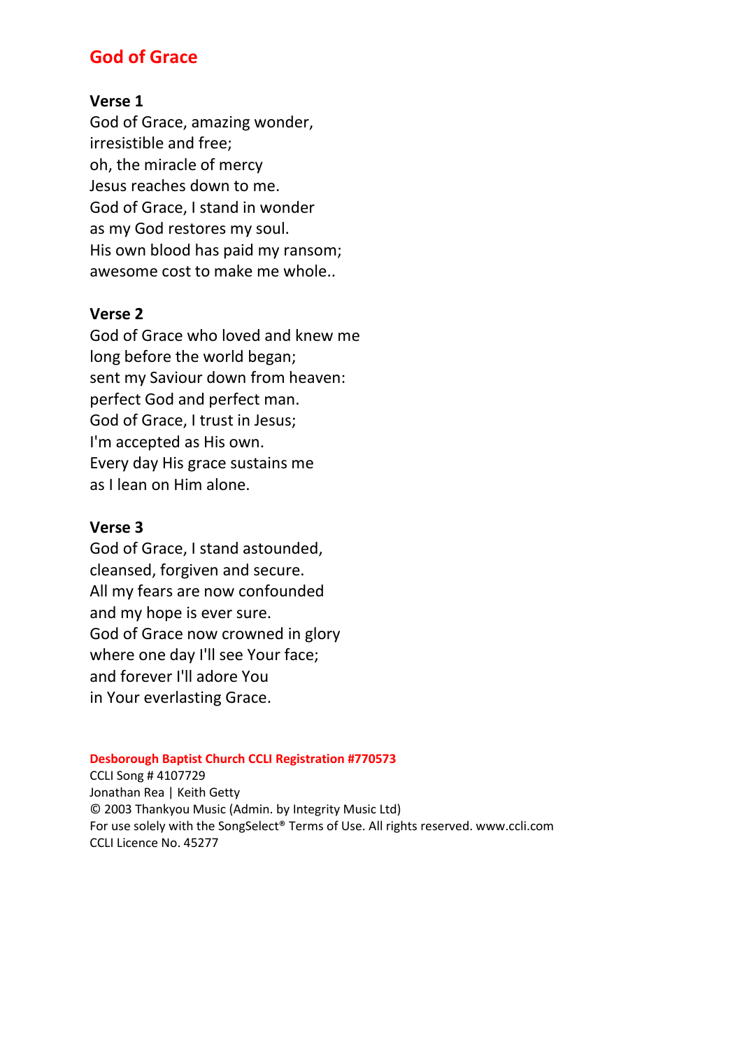# God of Grace

**Verse 1**
God of Grace, amazing wonder,
irresistible and free;
oh, the miracle of mercy
Jesus reaches down to me.
God of Grace, I stand in wonder
as my God restores my soul.
His own blood has paid my ransom;
awesome cost to make me whole..

**Verse 2**
God of Grace who loved and knew me
long before the world began;
sent my Saviour down from heaven:
perfect God and perfect man.
God of Grace, I trust in Jesus;
I'm accepted as His own.
Every day His grace sustains me
as I lean on Him alone.

**Verse 3**
God of Grace, I stand astounded,
cleansed, forgiven and secure.
All my fears are now confounded
and my hope is ever sure.
God of Grace now crowned in glory
where one day I'll see Your face;
and forever I'll adore You
in Your everlasting Grace.

**Desborough Baptist Church CCLI Registration #770573**
CCLI Song # 4107729
Jonathan Rea | Keith Getty
© 2003 Thankyou Music (Admin. by Integrity Music Ltd)
For use solely with the SongSelect® Terms of Use. All rights reserved. www.ccli.com
CCLI Licence No. 45277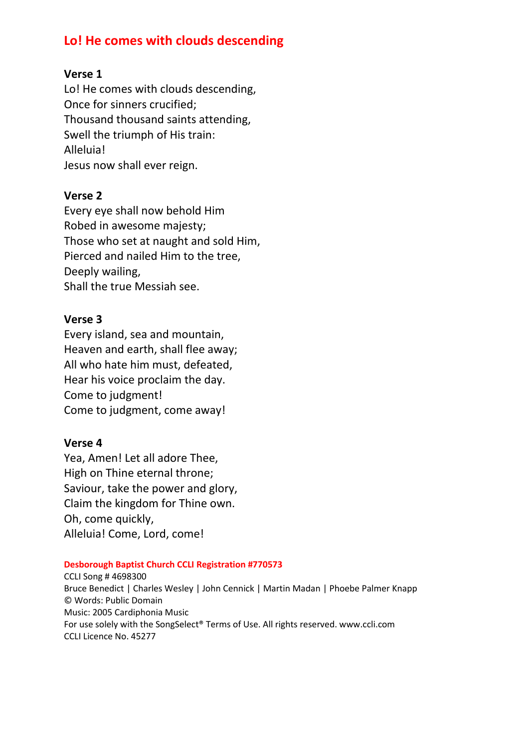# Lo! He comes with clouds descending

**Verse 1**
Lo! He comes with clouds descending,
Once for sinners crucified;
Thousand thousand saints attending,
Swell the triumph of His train:
Alleluia!
Jesus now shall ever reign.

**Verse 2**
Every eye shall now behold Him
Robed in awesome majesty;
Those who set at naught and sold Him,
Pierced and nailed Him to the tree,
Deeply wailing,
Shall the true Messiah see.

**Verse 3**
Every island, sea and mountain,
Heaven and earth, shall flee away;
All who hate him must, defeated,
Hear his voice proclaim the day.
Come to judgment!
Come to judgment, come away!

**Verse 4**
Yea, Amen! Let all adore Thee,
High on Thine eternal throne;
Saviour, take the power and glory,
Claim the kingdom for Thine own.
Oh, come quickly,
Alleluia! Come, Lord, come!

**Desborough Baptist Church CCLI Registration #770573**
CCLI Song # 4698300
Bruce Benedict | Charles Wesley | John Cennick | Martin Madan | Phoebe Palmer Knapp
© Words: Public Domain
Music: 2005 Cardiphonia Music
For use solely with the SongSelect® Terms of Use. All rights reserved. www.ccli.com
CCLI Licence No. 45277